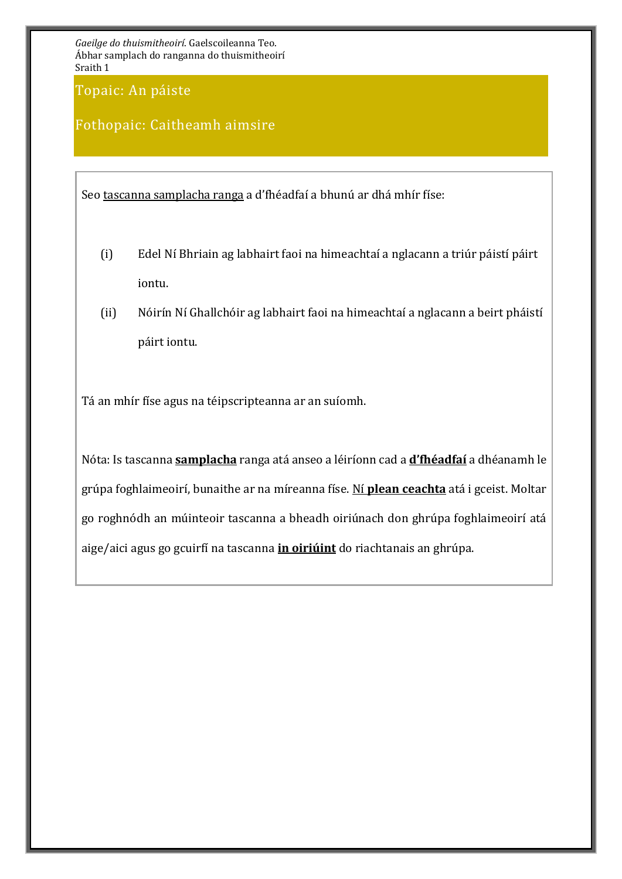*Gaeilge do thuismitheoirí.* Gaelscoileanna Teo.
Ábhar samplach do ranganna do thuismitheoirí
Sraith 1

## Topaic: An páiste

## Fothopaic: Caitheamh aimsire

Seo tascanna samplacha ranga a d'fhéadfaí a bhunú ar dhá mhír físe:

(i) Edel Ní Bhriain ag labhairt faoi na himeachtaí a nglacann a triúr páistí páirt iontu.

(ii) Nóirín Ní Ghallchóir ag labhairt faoi na himeachtaí a nglacann a beirt pháistí páirt iontu.

Tá an mhír físe agus na téipscripteanna ar an suíomh.

Nóta: Is tascanna **samplacha** ranga atá anseo a léiríonn cad a **d'fhéadfaí** a dhéanamh le grúpa foghlaimeoirí, bunaithe ar na míreanna físe. Ní **plean ceachta** atá i gceist. Moltar go roghnódh an múinteoir tascanna a bheadh oiriúnach don ghrúpa foghlaimeoirí atá aige/aici agus go gcuirfí na tascanna **in oiriúint** do riachtanais an ghrúpa.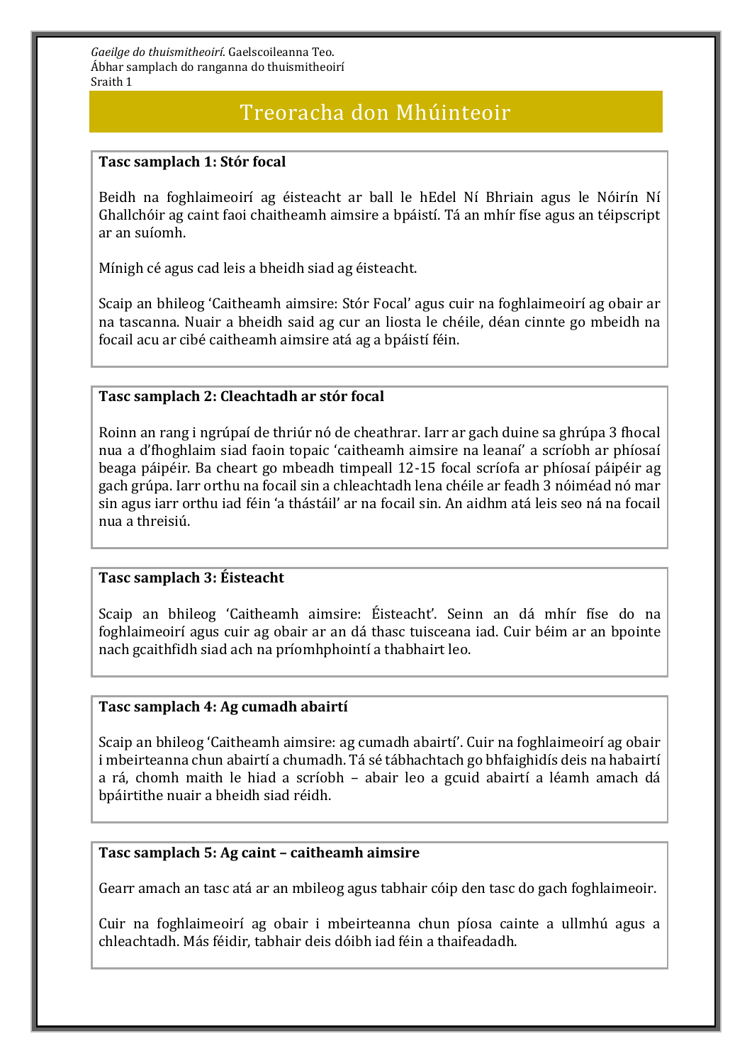*Gaeilge do thuismitheoirí.* Gaelscoileanna Teo.
Ábhar samplach do ranganna do thuismitheoirí
Sraith 1

# Treoracha don Mhúinteoir

**Tasc samplach 1: Stór focal**

Beidh na foghlaimeoirí ag éisteacht ar ball le hEdel Ní Bhriain agus le Nóirín Ní Ghallchóir ag caint faoi chaitheamh aimsire a bpáistí. Tá an mhír físe agus an téipscript ar an suíomh.

Mínigh cé agus cad leis a bheidh siad ag éisteacht.

Scaip an bhileog 'Caitheamh aimsire: Stór Focal' agus cuir na foghlaimeoirí ag obair ar na tascanna. Nuair a bheidh said ag cur an liosta le chéile, déan cinnte go mbeidh na focail acu ar cibé caitheamh aimsire atá ag a bpáistí féin.

**Tasc samplach 2: Cleachtadh ar stór focal**

Roinn an rang i ngrúpaí de thriúr nó de cheathrar. Iarr ar gach duine sa ghrúpa 3 fhocal nua a d'fhoghlaim siad faoin topaic 'caitheamh aimsire na leanaí' a scríobh ar phíosaí beaga páipéir. Ba cheart go mbeadh timpeall 12-15 focal scríofa ar phíosaí páipéir ag gach grúpa. Iarr orthu na focail sin a chleachtadh lena chéile ar feadh 3 nóiméad nó mar sin agus iarr orthu iad féin 'a thástáil' ar na focail sin. An aidhm atá leis seo ná na focail nua a threisiú.

**Tasc samplach 3: Éisteacht**

Scaip an bhileog 'Caitheamh aimsire: Éisteacht'. Seinn an dá mhír físe do na foghlaimeoirí agus cuir ag obair ar an dá thasc tuisceana iad. Cuir béim ar an bpointe nach gcaithfidh siad ach na príomhphointí a thabhairt leo.

**Tasc samplach 4: Ag cumadh abairtí**

Scaip an bhileog 'Caitheamh aimsire: ag cumadh abairtí'. Cuir na foghlaimeoirí ag obair i mbeirteanna chun abairtí a chumadh. Tá sé tábhachtach go bhfaighidís deis na habairtí a rá, chomh maith le hiad a scríobh – abair leo a gcuid abairtí a léamh amach dá bpáirtithe nuair a bheidh siad réidh.

**Tasc samplach 5: Ag caint – caitheamh aimsire**

Gearr amach an tasc atá ar an mbileog agus tabhair cóip den tasc do gach foghlaimeoir.

Cuir na foghlaimeoirí ag obair i mbeirteanna chun píosa cainte a ullmhú agus a chleachtadh. Más féidir, tabhair deis dóibh iad féin a thaifeadadh.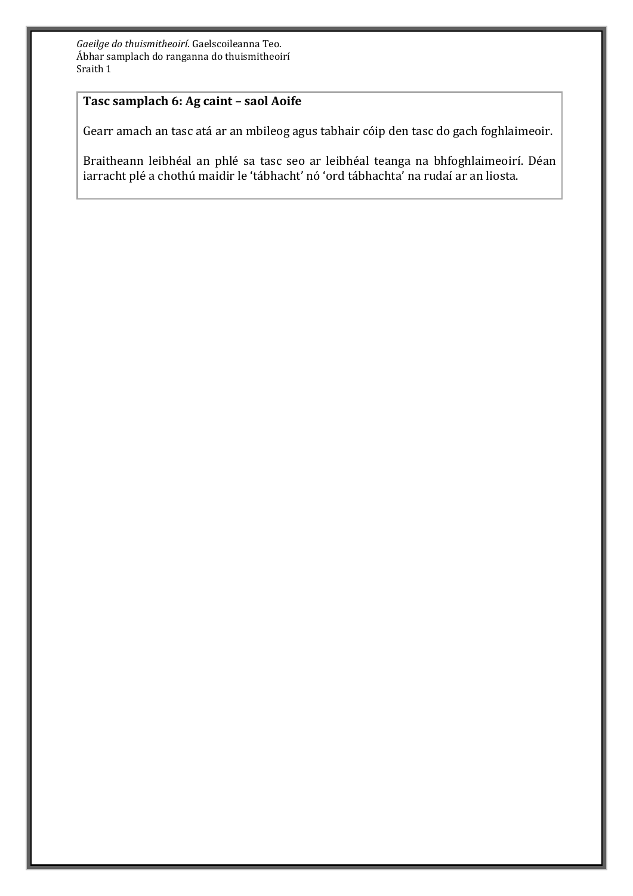**Tasc samplach 6: Ag caint – saol Aoife**

Gearr amach an tasc atá ar an mbileog agus tabhair cóip den tasc do gach foghlaimeoir.

Braitheann leibhéal an phlé sa tasc seo ar leibhéal teanga na bhfoghlaimeoirí. Déan iarracht plé a chothú maidir le 'tábhacht' nó 'ord tábhachta' na rudaí ar an liosta.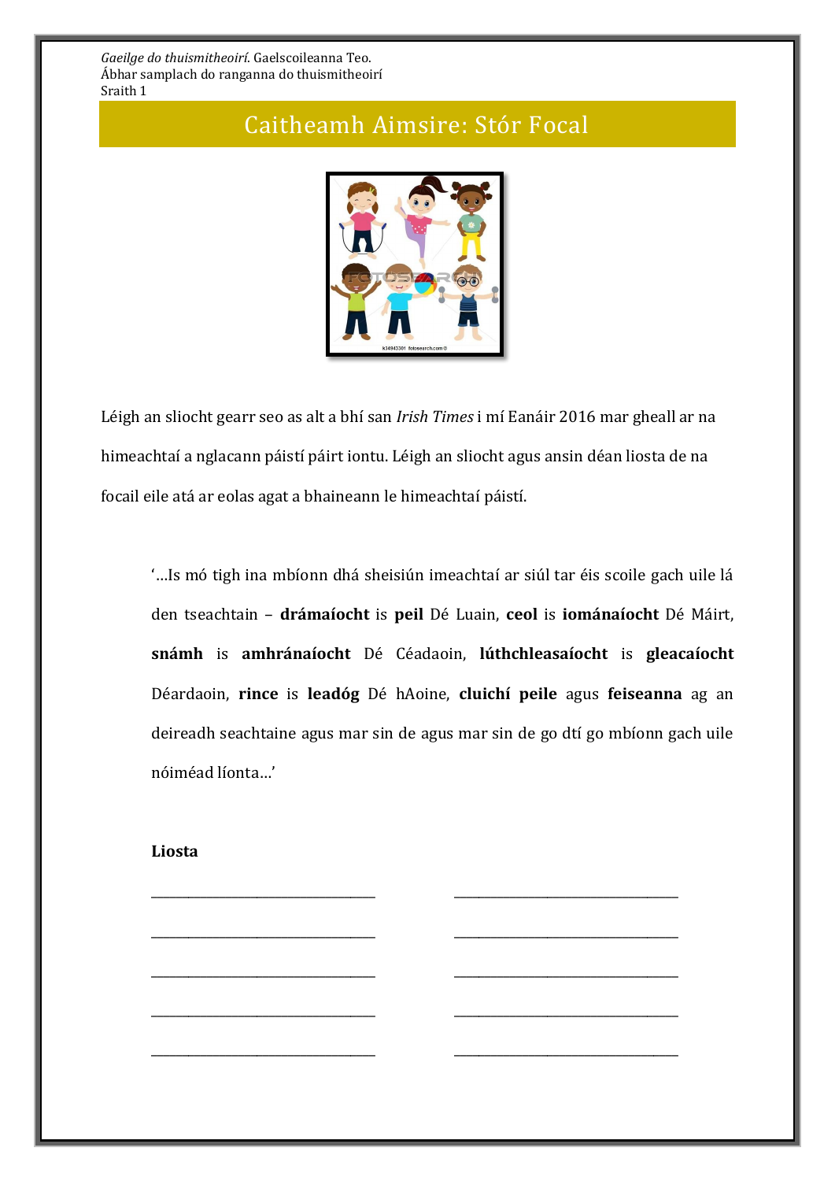*Gaeilge do thuismitheoirí*. Gaelscoileanna Teo.
Ábhar samplach do ranganna do thuismitheoirí
Sraith 1

# Caitheamh Aimsire: Stór Focal

Léigh an sliocht gearr seo as alt a bhí san *Irish Times* i mí Eanáir 2016 mar gheall ar na himeachtaí a nglacann páistí páirt iontu. Léigh an sliocht agus ansin déan liosta de na focail eile atá ar eolas agat a bhaineann le himeachtaí páistí.

> '…Is mó tigh ina mbíonn dhá sheisiún imeachtaí ar siúl tar éis scoile gach uile lá den tseachtain – **drámaíocht** is **peil** Dé Luain, **ceol** is **iománaíocht** Dé Máirt, **snámh** is **amhránaíocht** Dé Céadaoin, **lúthchleasaíocht** is **gleacaíocht** Déardaoin, **rince** is **leadóg** Dé hAoine, **cluichí peile** agus **feiseanna** ag an deireadh seachtaine agus mar sin de agus mar sin de go dtí go mbíonn gach uile nóiméad líonta…'

**Liosta**

| | |
|---|---|
| ______________________ | ______________________ |
| ______________________ | ______________________ |
| ______________________ | ______________________ |
| ______________________ | ______________________ |
| ______________________ | ______________________ |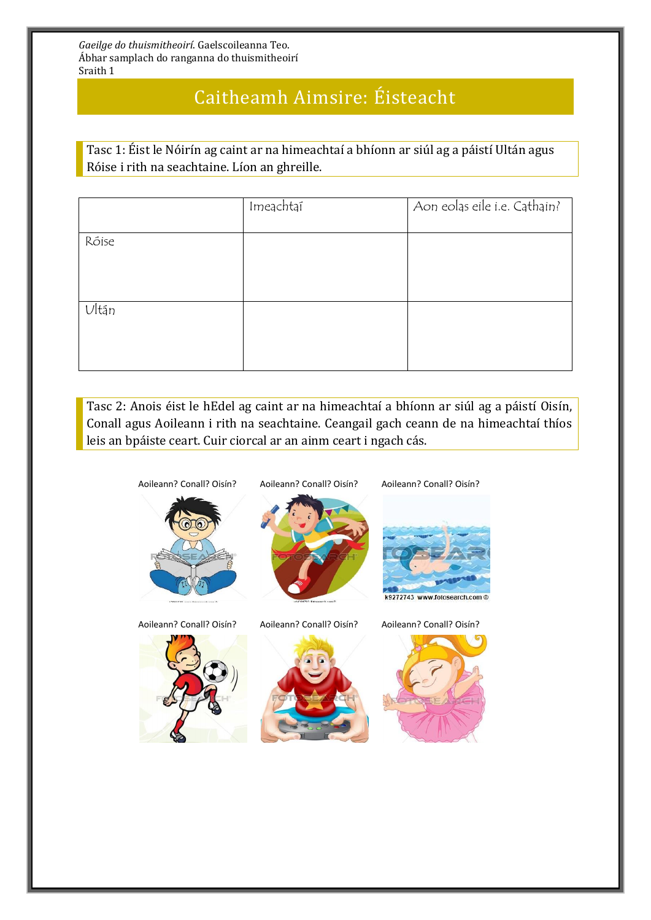*Gaeilge do thuismitheoirí*. Gaelscoileanna Teo.
Ábhar samplach do ranganna do thuismitheoirí
Sraith 1

# Caitheamh Aimsire: Éisteacht

Tasc 1: Éist le Nóirín ag caint ar na himeachtaí a bhíonn ar siúl ag a páistí Ultán agus Róise i rith na seachtaine. Líon an ghreille.

| | Imeachtaí | Aon eolas eile i.e. Cathain? |
|---|---|---|
| Róise | | |
| Ultán | | |

Tasc 2: Anois éist le hEdel ag caint ar na himeachtaí a bhíonn ar siúl ag a páistí Oisín, Conall agus Aoileann i rith na seachtaine. Ceangail gach ceann de na himeachtaí thíos leis an bpáiste ceart. Cuir ciorcal ar an ainm ceart i ngach cás.

Aoileann? Conall? Oisín? | Aoileann? Conall? Oisín? | Aoileann? Conall? Oisín?

Aoileann? Conall? Oisín? | Aoileann? Conall? Oisín? | Aoileann? Conall? Oisín?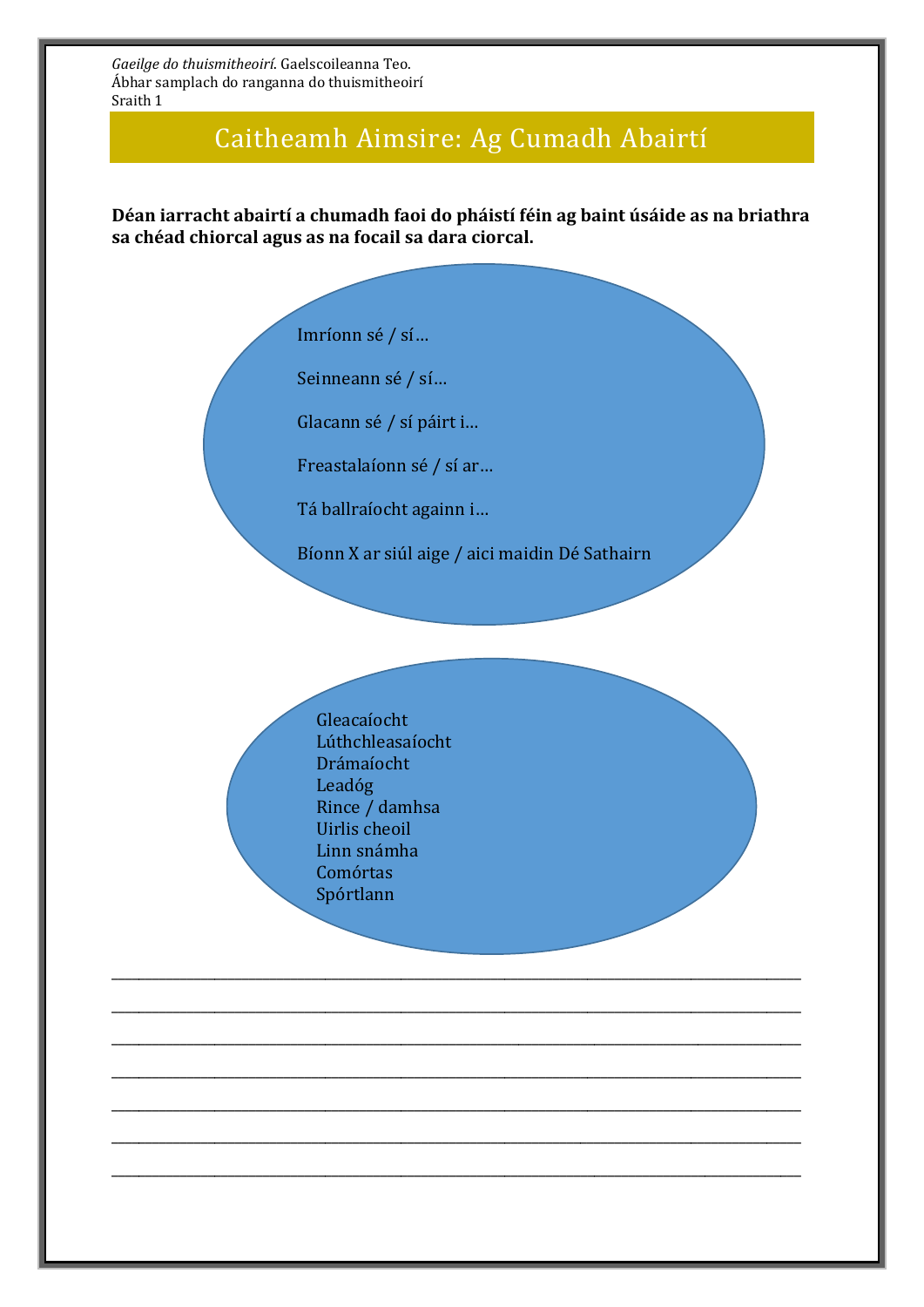# Caitheamh Aimsire: Ag Cumadh Abairtí

**Déan iarracht abairtí a chumadh faoi do pháistí féin ag baint úsáide as na briathra sa chéad chiorcal agus as na focail sa dara ciorcal.**

Imríonn sé / sí…

Seinneann sé / sí…

Glacann sé / sí páirt i…

Freastalaíonn sé / sí ar…

Tá ballraíocht againn i…

Bíonn X ar siúl aige / aici maidin Dé Sathairn

Gleacaíocht
Lúthchleasaíocht
Drámaíocht
Leadóg
Rince / damhsa
Uirlis cheoil
Linn snámha
Comórtas
Spórtlann

\_\_\_\_\_\_\_\_\_\_\_\_\_\_\_\_\_\_\_\_\_\_\_\_\_\_\_\_\_\_\_\_\_\_\_\_\_\_\_\_\_\_\_\_\_\_\_\_\_\_\_\_\_\_\_\_\_\_\_\_

\_\_\_\_\_\_\_\_\_\_\_\_\_\_\_\_\_\_\_\_\_\_\_\_\_\_\_\_\_\_\_\_\_\_\_\_\_\_\_\_\_\_\_\_\_\_\_\_\_\_\_\_\_\_\_\_\_\_\_\_

\_\_\_\_\_\_\_\_\_\_\_\_\_\_\_\_\_\_\_\_\_\_\_\_\_\_\_\_\_\_\_\_\_\_\_\_\_\_\_\_\_\_\_\_\_\_\_\_\_\_\_\_\_\_\_\_\_\_\_\_

\_\_\_\_\_\_\_\_\_\_\_\_\_\_\_\_\_\_\_\_\_\_\_\_\_\_\_\_\_\_\_\_\_\_\_\_\_\_\_\_\_\_\_\_\_\_\_\_\_\_\_\_\_\_\_\_\_\_\_\_

\_\_\_\_\_\_\_\_\_\_\_\_\_\_\_\_\_\_\_\_\_\_\_\_\_\_\_\_\_\_\_\_\_\_\_\_\_\_\_\_\_\_\_\_\_\_\_\_\_\_\_\_\_\_\_\_\_\_\_\_

\_\_\_\_\_\_\_\_\_\_\_\_\_\_\_\_\_\_\_\_\_\_\_\_\_\_\_\_\_\_\_\_\_\_\_\_\_\_\_\_\_\_\_\_\_\_\_\_\_\_\_\_\_\_\_\_\_\_\_\_

\_\_\_\_\_\_\_\_\_\_\_\_\_\_\_\_\_\_\_\_\_\_\_\_\_\_\_\_\_\_\_\_\_\_\_\_\_\_\_\_\_\_\_\_\_\_\_\_\_\_\_\_\_\_\_\_\_\_\_\_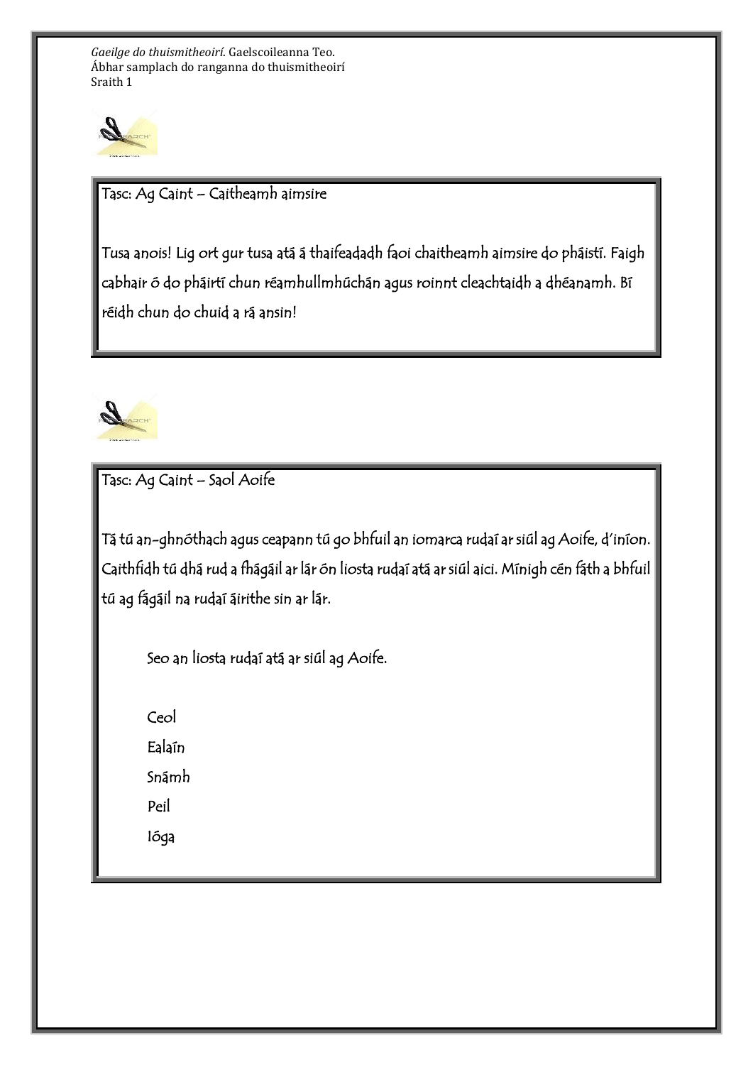Tasc: Ag Caint – Caitheamh aimsire

Tusa anois! Lig ort gur tusa atá á thaifeadadh faoi chaitheamh aimsire do pháistí. Faigh cabhair ó do pháirtí chun réamhullmhúchán agus roinnt cleachtaidh a dhéanamh. Bí réidh chun do chuid a rá ansin!

Tasc: Ag Caint – Saol Aoife

Tá tú an-ghnóthach agus ceapann tú go bhfuil an iomarca rudaí ar siúl ag Aoife, d'iníon. Caithfidh tú dhá rud a fhágáil ar lár ón liosta rudaí atá ar siúl aici. Mínigh cén fáth a bhfuil tú ag fágáil na rudaí áirithe sin ar lár.

Seo an liosta rudaí atá ar siúl ag Aoife.

Ceol

Ealaín

Snámh

Peil

Ióga